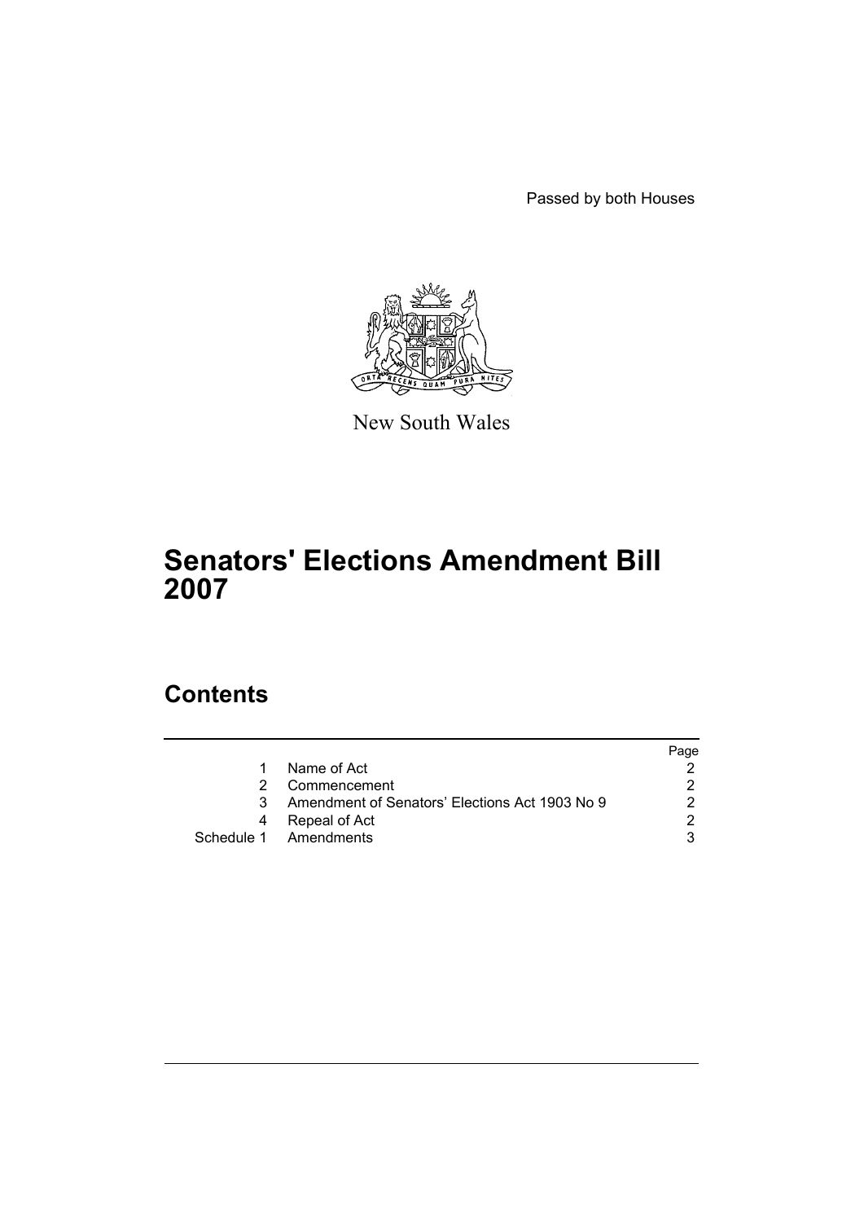Passed by both Houses

New South Wales

# Senators' Elections Amendment Bill 2007

## Contents

| | | Page |
|---|---|---|
| 1 | Name of Act | 2 |
| 2 | Commencement | 2 |
| 3 | Amendment of Senators' Elections Act 1903 No 9 | 2 |
| 4 | Repeal of Act | 2 |
| Schedule 1 | Amendments | 3 |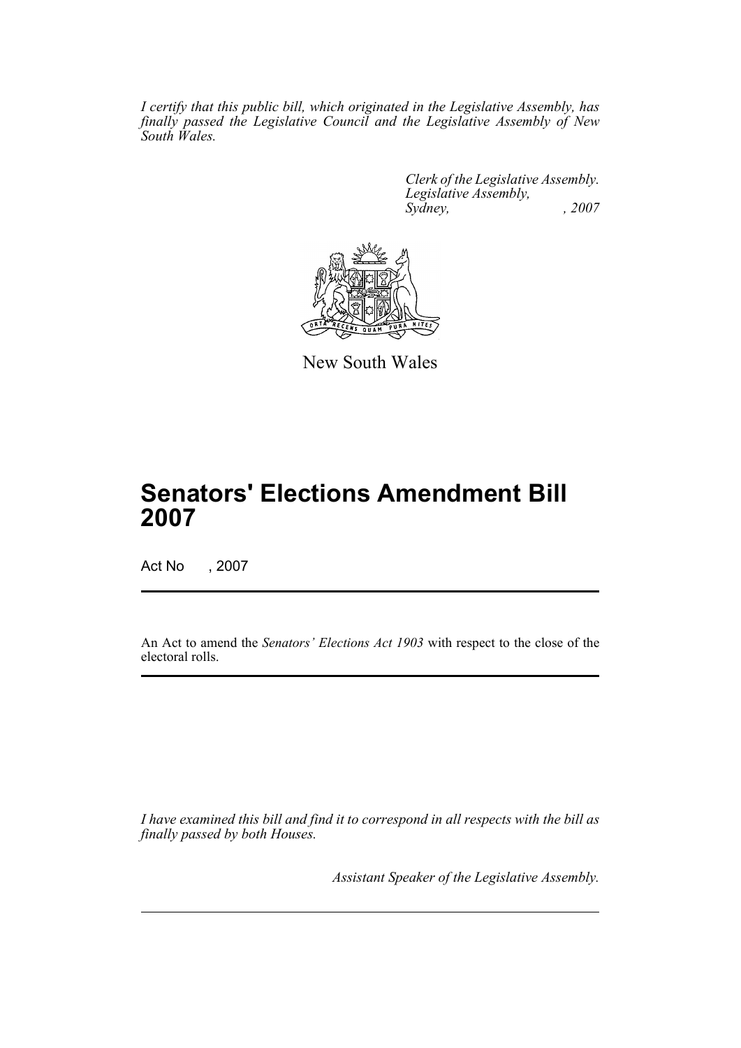*I certify that this public bill, which originated in the Legislative Assembly, has finally passed the Legislative Council and the Legislative Assembly of New South Wales.*

*Clerk of the Legislative Assembly.*
*Legislative Assembly,*
*Sydney, , 2007*

New South Wales

# Senators' Elections Amendment Bill 2007

Act No , 2007

An Act to amend the *Senators' Elections Act 1903* with respect to the close of the electoral rolls.

*I have examined this bill and find it to correspond in all respects with the bill as finally passed by both Houses.*

*Assistant Speaker of the Legislative Assembly.*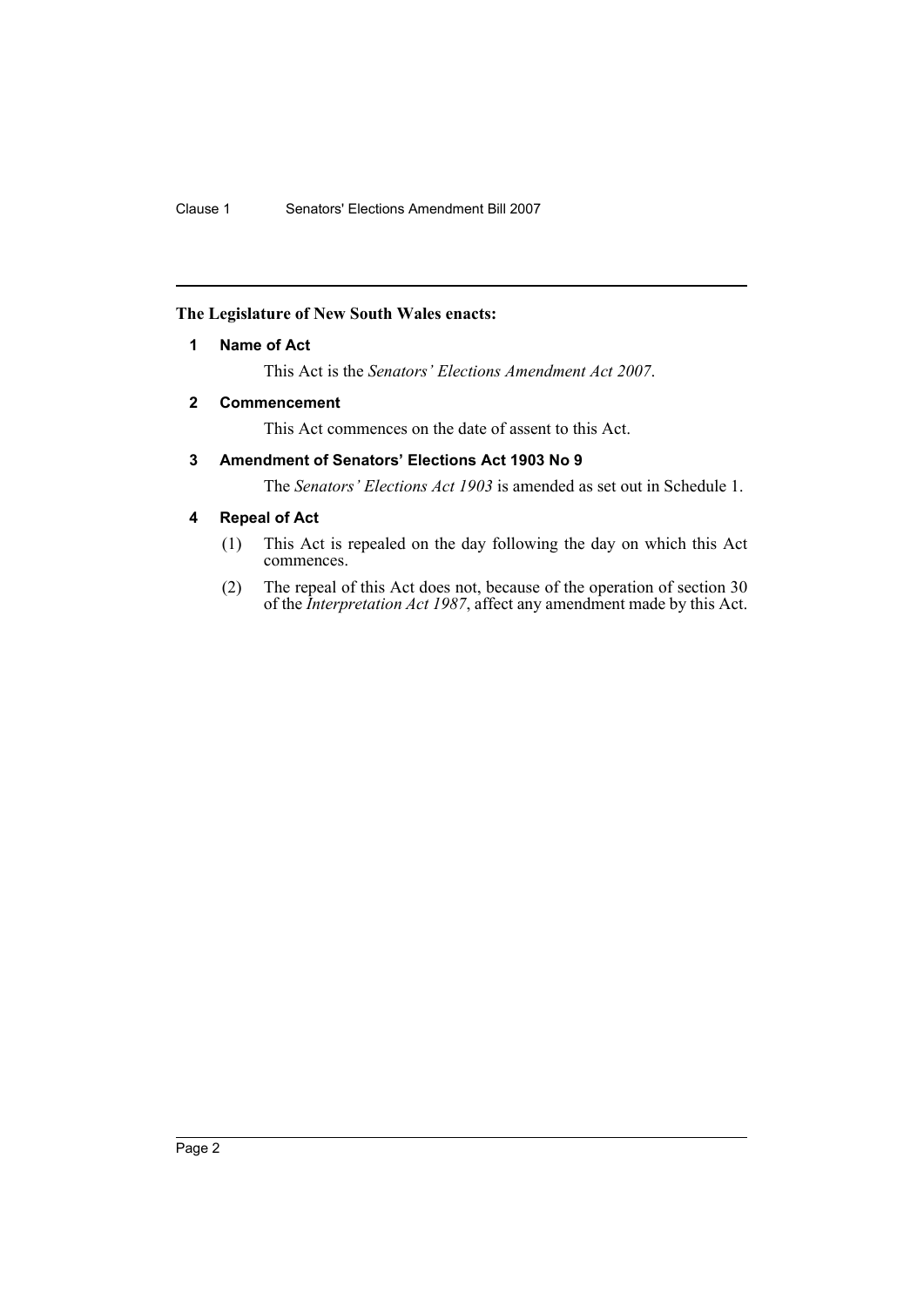**The Legislature of New South Wales enacts:**

### 1 Name of Act

This Act is the *Senators' Elections Amendment Act 2007*.

### 2 Commencement

This Act commences on the date of assent to this Act.

### 3 Amendment of Senators' Elections Act 1903 No 9

The *Senators' Elections Act 1903* is amended as set out in Schedule 1.

### 4 Repeal of Act

(1) This Act is repealed on the day following the day on which this Act commences.

(2) The repeal of this Act does not, because of the operation of section 30 of the *Interpretation Act 1987*, affect any amendment made by this Act.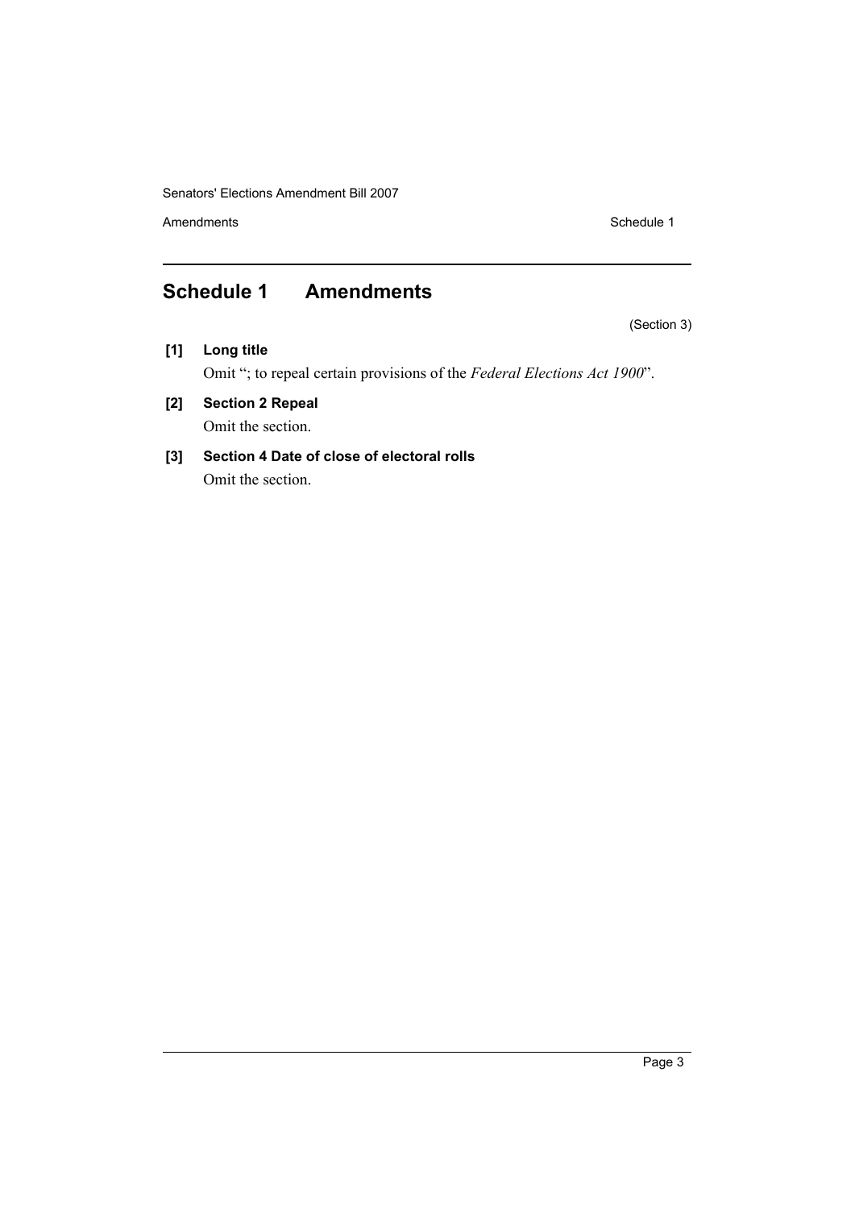# Schedule 1 Amendments

(Section 3)

**[1] Long title**

Omit "; to repeal certain provisions of the *Federal Elections Act 1900*".

**[2] Section 2 Repeal**

Omit the section.

**[3] Section 4 Date of close of electoral rolls**

Omit the section.